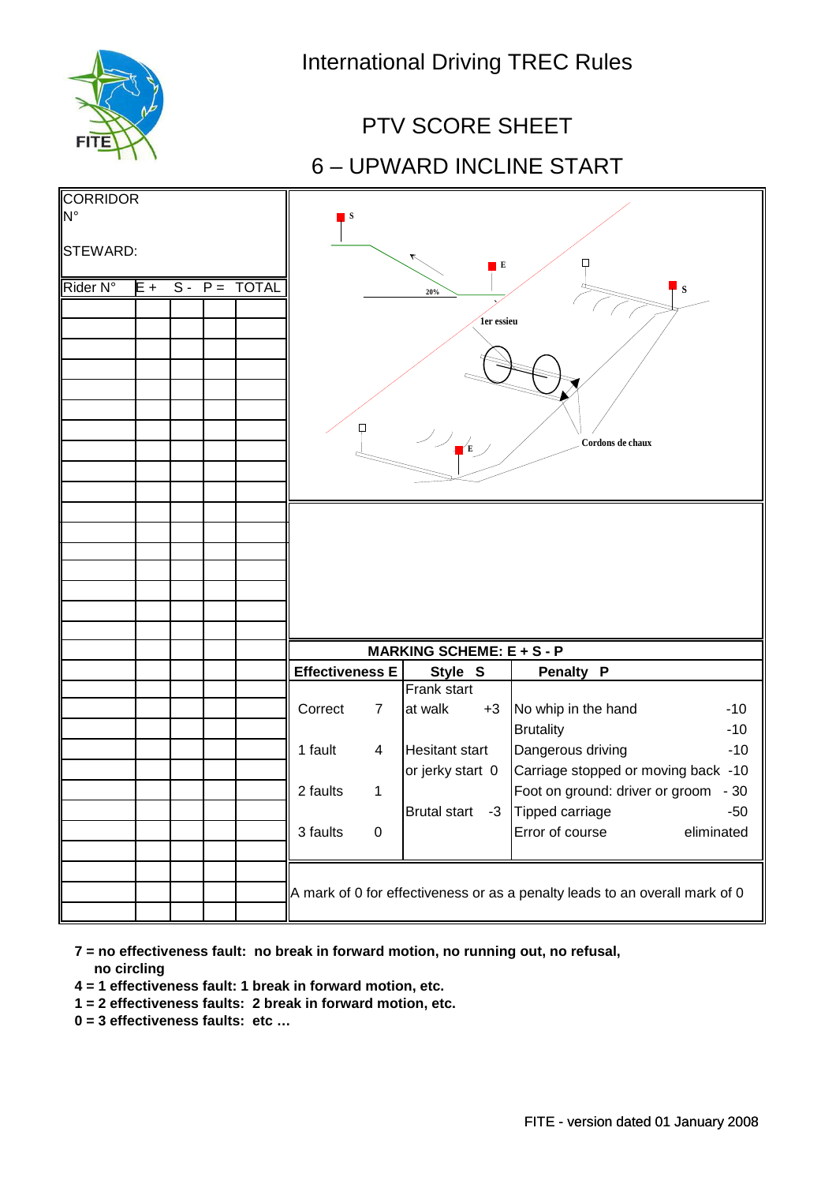# International Driving TREC Rules

## PTV SCORE SHEET

## 6 – UPWARD INCLINE START

CORRIDOR
N°

STEWARD:

| Rider N° | E + | S - | P = | TOTAL |
|---|---|---|---|---|
| | | | | |
| | | | | |
| | | | | |
| | | | | |
| | | | | |
| | | | | |
| | | | | |
| | | | | |
| | | | | |
| | | | | |
| | | | | |
| | | | | |
| | | | | |
| | | | | |
| | | | | |
| | | | | |
| | | | | |
| | | | | |
| | | | | |
| | | | | |
| | | | | |
| | | | | |
| | | | | |
| | | | | |
| | | | | |
| | | | | |
| | | | | |
| | | | | |
| | | | | |
| | | | | |

S E S E 20% 1er essieu Cordons de chaux

**MARKING SCHEME: E + S - P**

| Effectiveness E | | Style S | | Penalty P | |
|---|---|---|---|---|---|
| Correct | 7 | Frank start at walk | +3 | No whip in the hand | -10 |
| | | | | Brutality | -10 |
| 1 fault | 4 | Hesitant start or jerky start | 0 | Dangerous driving | -10 |
| | | | | Carriage stopped or moving back | -10 |
| 2 faults | 1 | | | Foot on ground: driver or groom | - 30 |
| | | Brutal start | -3 | Tipped carriage | -50 |
| 3 faults | 0 | | | Error of course | eliminated |

A mark of 0 for effectiveness or as a penalty leads to an overall mark of 0

**7 = no effectiveness fault: no break in forward motion, no running out, no refusal, no circling**
**4 = 1 effectiveness fault: 1 break in forward motion, etc.**
**1 = 2 effectiveness faults: 2 break in forward motion, etc.**
**0 = 3 effectiveness faults: etc …**

FITE - version dated 01 January 2008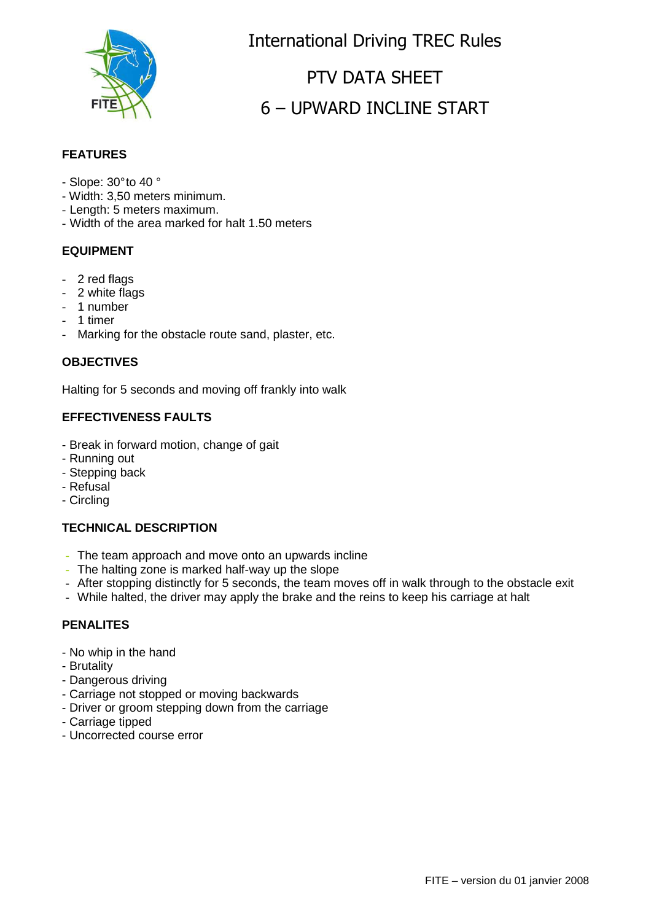# International Driving TREC Rules

## PTV DATA SHEET

## 6 – UPWARD INCLINE START

### FEATURES

- Slope: 30° to 40 °
- Width: 3,50 meters minimum.
- Length: 5 meters maximum.
- Width of the area marked for halt 1.50 meters

### EQUIPMENT

- 2 red flags
- 2 white flags
- 1 number
- 1 timer
- Marking for the obstacle route sand, plaster, etc.

### OBJECTIVES

Halting for 5 seconds and moving off frankly into walk

### EFFECTIVENESS FAULTS

- Break in forward motion, change of gait
- Running out
- Stepping back
- Refusal
- Circling

### TECHNICAL DESCRIPTION

- The team approach and move onto an upwards incline
- The halting zone is marked half-way up the slope
- After stopping distinctly for 5 seconds, the team moves off in walk through to the obstacle exit
- While halted, the driver may apply the brake and the reins to keep his carriage at halt

### PENALITES

- No whip in the hand
- Brutality
- Dangerous driving
- Carriage not stopped or moving backwards
- Driver or groom stepping down from the carriage
- Carriage tipped
- Uncorrected course error

FITE – version du 01 janvier 2008